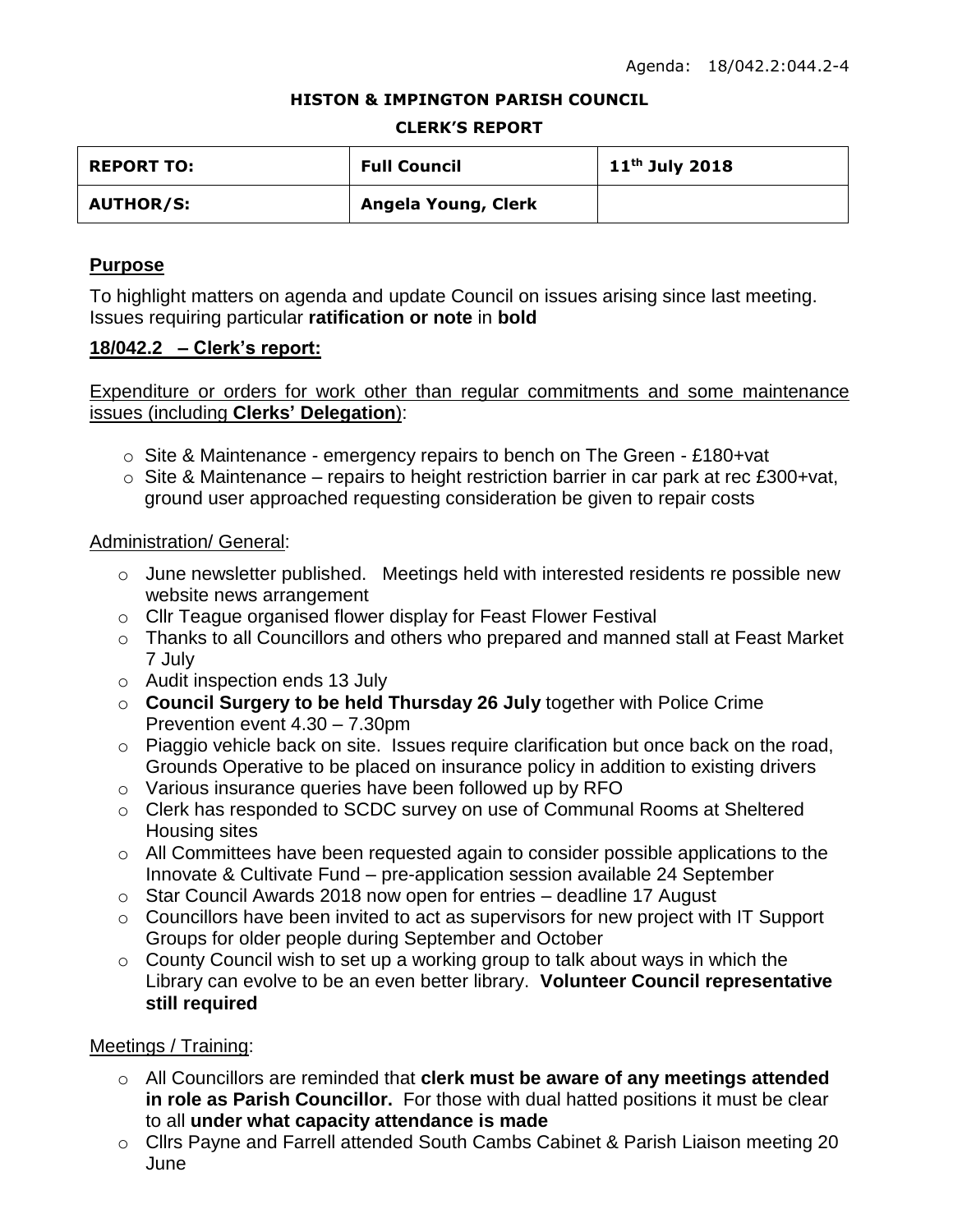Agenda: 18/042.2:044.2-4

**HISTON & IMPINGTON PARISH COUNCIL**

**CLERK'S REPORT**

| **REPORT TO:** | **Full Council** | **11th July 2018** |
|---|---|---|
| **AUTHOR/S:** | **Angela Young, Clerk** | |

## Purpose

To highlight matters on agenda and update Council on issues arising since last meeting. Issues requiring particular **ratification or note** in **bold**

## 18/042.2 – Clerk's report:

Expenditure or orders for work other than regular commitments and some maintenance issues (including **Clerks' Delegation**):

- Site & Maintenance - emergency repairs to bench on The Green - £180+vat
- Site & Maintenance – repairs to height restriction barrier in car park at rec £300+vat, ground user approached requesting consideration be given to repair costs

Administration/ General:

- June newsletter published. Meetings held with interested residents re possible new website news arrangement
- Cllr Teague organised flower display for Feast Flower Festival
- Thanks to all Councillors and others who prepared and manned stall at Feast Market 7 July
- Audit inspection ends 13 July
- **Council Surgery to be held Thursday 26 July** together with Police Crime Prevention event 4.30 – 7.30pm
- Piaggio vehicle back on site. Issues require clarification but once back on the road, Grounds Operative to be placed on insurance policy in addition to existing drivers
- Various insurance queries have been followed up by RFO
- Clerk has responded to SCDC survey on use of Communal Rooms at Sheltered Housing sites
- All Committees have been requested again to consider possible applications to the Innovate & Cultivate Fund – pre-application session available 24 September
- Star Council Awards 2018 now open for entries – deadline 17 August
- Councillors have been invited to act as supervisors for new project with IT Support Groups for older people during September and October
- County Council wish to set up a working group to talk about ways in which the Library can evolve to be an even better library. **Volunteer Council representative still required**

Meetings / Training:

- All Councillors are reminded that **clerk must be aware of any meetings attended in role as Parish Councillor.** For those with dual hatted positions it must be clear to all **under what capacity attendance is made**
- Cllrs Payne and Farrell attended South Cambs Cabinet & Parish Liaison meeting 20 June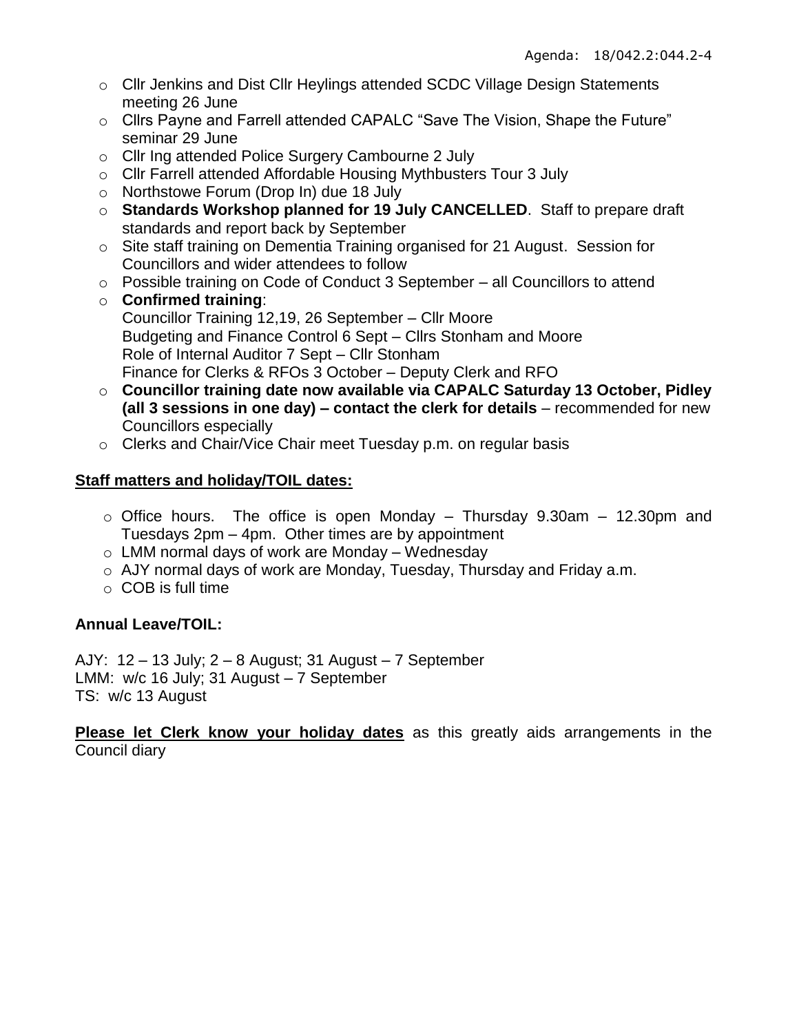- Cllr Jenkins and Dist Cllr Heylings attended SCDC Village Design Statements meeting 26 June
- Cllrs Payne and Farrell attended CAPALC "Save The Vision, Shape the Future" seminar 29 June
- Cllr Ing attended Police Surgery Cambourne 2 July
- Cllr Farrell attended Affordable Housing Mythbusters Tour 3 July
- Northstowe Forum (Drop In) due 18 July
- **Standards Workshop planned for 19 July CANCELLED**. Staff to prepare draft standards and report back by September
- Site staff training on Dementia Training organised for 21 August. Session for Councillors and wider attendees to follow
- Possible training on Code of Conduct 3 September – all Councillors to attend
- **Confirmed training**:
  Councillor Training 12,19, 26 September – Cllr Moore
  Budgeting and Finance Control 6 Sept – Cllrs Stonham and Moore
  Role of Internal Auditor 7 Sept – Cllr Stonham
  Finance for Clerks & RFOs 3 October – Deputy Clerk and RFO
- **Councillor training date now available via CAPALC Saturday 13 October, Pidley (all 3 sessions in one day) – contact the clerk for details** – recommended for new Councillors especially
- Clerks and Chair/Vice Chair meet Tuesday p.m. on regular basis

**<u>Staff matters and holiday/TOIL dates:</u>**

- Office hours. The office is open Monday – Thursday 9.30am – 12.30pm and Tuesdays 2pm – 4pm. Other times are by appointment
- LMM normal days of work are Monday – Wednesday
- AJY normal days of work are Monday, Tuesday, Thursday and Friday a.m.
- COB is full time

**Annual Leave/TOIL:**

AJY: 12 – 13 July; 2 – 8 August; 31 August – 7 September
LMM: w/c 16 July; 31 August – 7 September
TS: w/c 13 August

**<u>Please let Clerk know your holiday dates</u>** as this greatly aids arrangements in the Council diary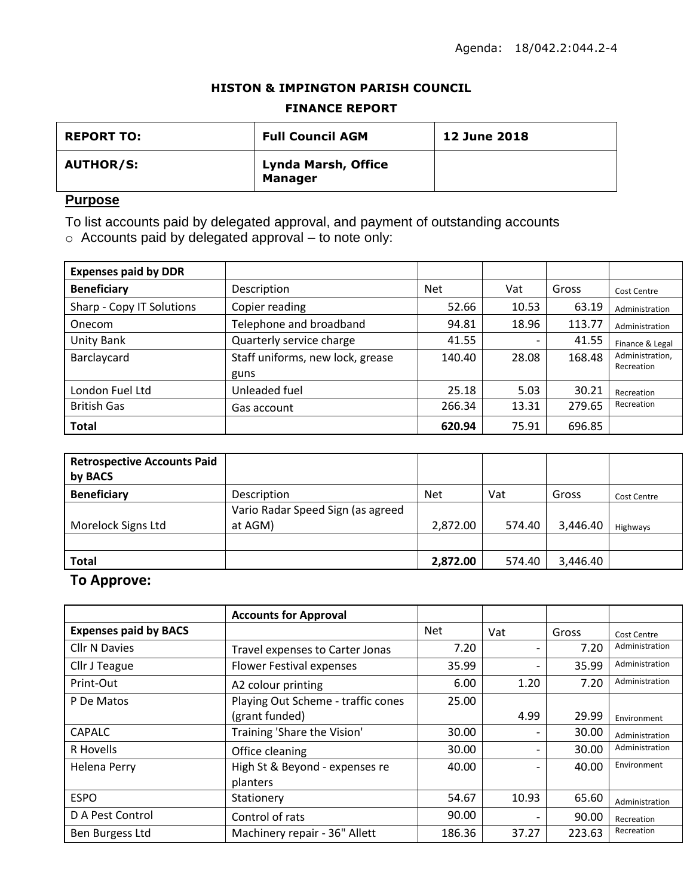Agenda: 18/042.2:044.2-4

**HISTON & IMPINGTON PARISH COUNCIL**

**FINANCE REPORT**

| **REPORT TO:** | **Full Council AGM** | **12 June 2018** |
|---|---|---|
| **AUTHOR/S:** | **Lynda Marsh, Office Manager** | |

## Purpose

To list accounts paid by delegated approval, and payment of outstanding accounts

- Accounts paid by delegated approval – to note only:

| **Expenses paid by DDR** | | | | | |
|---|---|---|---|---|---|
| **Beneficiary** | Description | Net | Vat | Gross | Cost Centre |
| Sharp - Copy IT Solutions | Copier reading | 52.66 | 10.53 | 63.19 | Administration |
| Onecom | Telephone and broadband | 94.81 | 18.96 | 113.77 | Administration |
| Unity Bank | Quarterly service charge | 41.55 | - | 41.55 | Finance & Legal |
| Barclaycard | Staff uniforms, new lock, grease guns | 140.40 | 28.08 | 168.48 | Administration, Recreation |
| London Fuel Ltd | Unleaded fuel | 25.18 | 5.03 | 30.21 | Recreation |
| British Gas | Gas account | 266.34 | 13.31 | 279.65 | Recreation |
| **Total** | | **620.94** | 75.91 | 696.85 | |

| **Retrospective Accounts Paid by BACS** | | | | | |
|---|---|---|---|---|---|
| **Beneficiary** | Description | Net | Vat | Gross | Cost Centre |
| Morelock Signs Ltd | Vario Radar Speed Sign (as agreed at AGM) | 2,872.00 | 574.40 | 3,446.40 | Highways |
| | | | | | |
| **Total** | | **2,872.00** | 574.40 | 3,446.40 | |

## To Approve:

| | **Accounts for Approval** | | | | |
|---|---|---|---|---|---|
| **Expenses paid by BACS** | | Net | Vat | Gross | Cost Centre |
| Cllr N Davies | Travel expenses to Carter Jonas | 7.20 | - | 7.20 | Administration |
| Cllr J Teague | Flower Festival expenses | 35.99 | - | 35.99 | Administration |
| Print-Out | A2 colour printing | 6.00 | 1.20 | 7.20 | Administration |
| P De Matos | Playing Out Scheme - traffic cones (grant funded) | 25.00 | 4.99 | 29.99 | Environment |
| CAPALC | Training 'Share the Vision' | 30.00 | - | 30.00 | Administration |
| R Hovells | Office cleaning | 30.00 | - | 30.00 | Administration |
| Helena Perry | High St & Beyond - expenses re planters | 40.00 | - | 40.00 | Environment |
| ESPO | Stationery | 54.67 | 10.93 | 65.60 | Administration |
| D A Pest Control | Control of rats | 90.00 | - | 90.00 | Recreation |
| Ben Burgess Ltd | Machinery repair - 36" Allett | 186.36 | 37.27 | 223.63 | Recreation |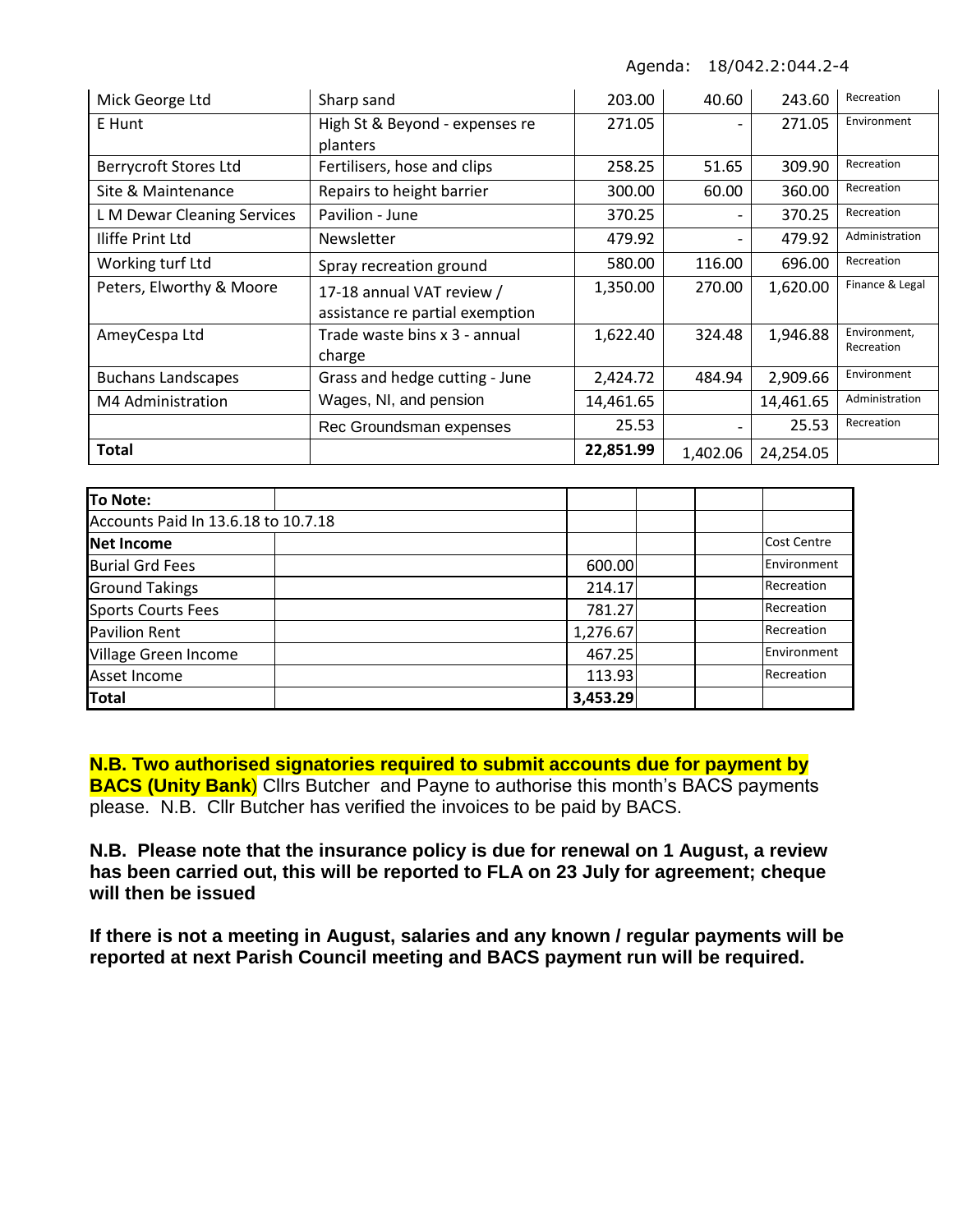Agenda: 18/042.2:044.2-4

| | | | | | |
|---|---|---|---|---|---|
| Mick George Ltd | Sharp sand | 203.00 | 40.60 | 243.60 | Recreation |
| E Hunt | High St & Beyond - expenses re planters | 271.05 | - | 271.05 | Environment |
| Berrycroft Stores Ltd | Fertilisers, hose and clips | 258.25 | 51.65 | 309.90 | Recreation |
| Site & Maintenance | Repairs to height barrier | 300.00 | 60.00 | 360.00 | Recreation |
| L M Dewar Cleaning Services | Pavilion - June | 370.25 | - | 370.25 | Recreation |
| Iliffe Print Ltd | Newsletter | 479.92 | - | 479.92 | Administration |
| Working turf Ltd | Spray recreation ground | 580.00 | 116.00 | 696.00 | Recreation |
| Peters, Elworthy & Moore | 17-18 annual VAT review / assistance re partial exemption | 1,350.00 | 270.00 | 1,620.00 | Finance & Legal |
| AmeyCespa Ltd | Trade waste bins x 3 - annual charge | 1,622.40 | 324.48 | 1,946.88 | Environment, Recreation |
| Buchans Landscapes | Grass and hedge cutting - June | 2,424.72 | 484.94 | 2,909.66 | Environment |
| M4 Administration | Wages, NI, and pension | 14,461.65 | | 14,461.65 | Administration |
| | Rec Groundsman expenses | 25.53 | - | 25.53 | Recreation |
| **Total** | | **22,851.99** | 1,402.06 | 24,254.05 | |

| **To Note:** | | | | | |
|---|---|---|---|---|---|
| Accounts Paid In 13.6.18 to 10.7.18 | | | | | |
| **Net Income** | | | | | Cost Centre |
| Burial Grd Fees | | 600.00 | | | Environment |
| Ground Takings | | 214.17 | | | Recreation |
| Sports Courts Fees | | 781.27 | | | Recreation |
| Pavilion Rent | | 1,276.67 | | | Recreation |
| Village Green Income | | 467.25 | | | Environment |
| Asset Income | | 113.93 | | | Recreation |
| **Total** | | **3,453.29** | | | |

**N.B. Two authorised signatories required to submit accounts due for payment by BACS (Unity Bank**) Cllrs Butcher and Payne to authorise this month's BACS payments please. N.B. Cllr Butcher has verified the invoices to be paid by BACS.

**N.B. Please note that the insurance policy is due for renewal on 1 August, a review has been carried out, this will be reported to FLA on 23 July for agreement; cheque will then be issued**

**If there is not a meeting in August, salaries and any known / regular payments will be reported at next Parish Council meeting and BACS payment run will be required.**